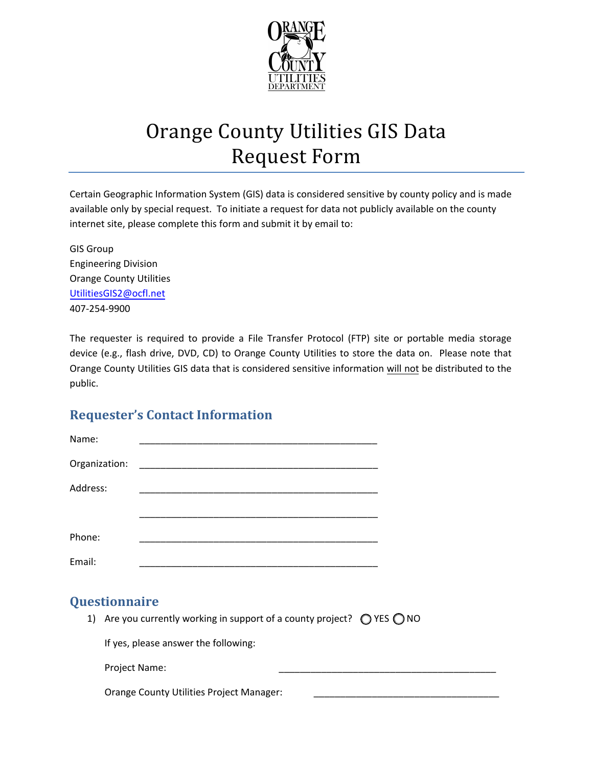# Orange County Utilities GIS Data Request Form

Certain Geographic Information System (GIS) data is considered sensitive by county policy and is made available only by special request. To initiate a request for data not publicly available on the county internet site, please complete this form and submit it by email to:

GIS Group
Engineering Division
Orange County Utilities
UtilitiesGIS2@ocfl.net
407-254-9900

The requester is required to provide a File Transfer Protocol (FTP) site or portable media storage device (e.g., flash drive, DVD, CD) to Orange County Utilities to store the data on. Please note that Orange County Utilities GIS data that is considered sensitive information will not be distributed to the public.

## Requester's Contact Information

Name: _______________________________________________

Organization: _______________________________________________

Address: _______________________________________________

_______________________________________________

Phone: _______________________________________________

Email: _______________________________________________

## Questionnaire

1) Are you currently working in support of a county project? ◯ YES ◯ NO

   If yes, please answer the following:

   Project Name: ___________________________________________

   Orange County Utilities Project Manager: _____________________________________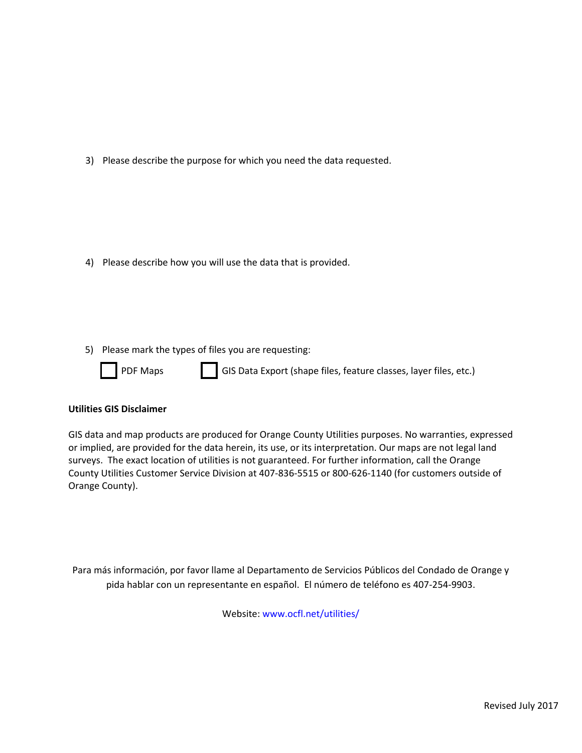3) Please describe the purpose for which you need the data requested.

4) Please describe how you will use the data that is provided.

5) Please mark the types of files you are requesting:

☐ PDF Maps ☐ GIS Data Export (shape files, feature classes, layer files, etc.)

**Utilities GIS Disclaimer**

GIS data and map products are produced for Orange County Utilities purposes. No warranties, expressed or implied, are provided for the data herein, its use, or its interpretation. Our maps are not legal land surveys. The exact location of utilities is not guaranteed. For further information, call the Orange County Utilities Customer Service Division at 407-836-5515 or 800-626-1140 (for customers outside of Orange County).

Para más información, por favor llame al Departamento de Servicios Públicos del Condado de Orange y pida hablar con un representante en español. El número de teléfono es 407-254-9903.

Website: www.ocfl.net/utilities/

Revised July 2017